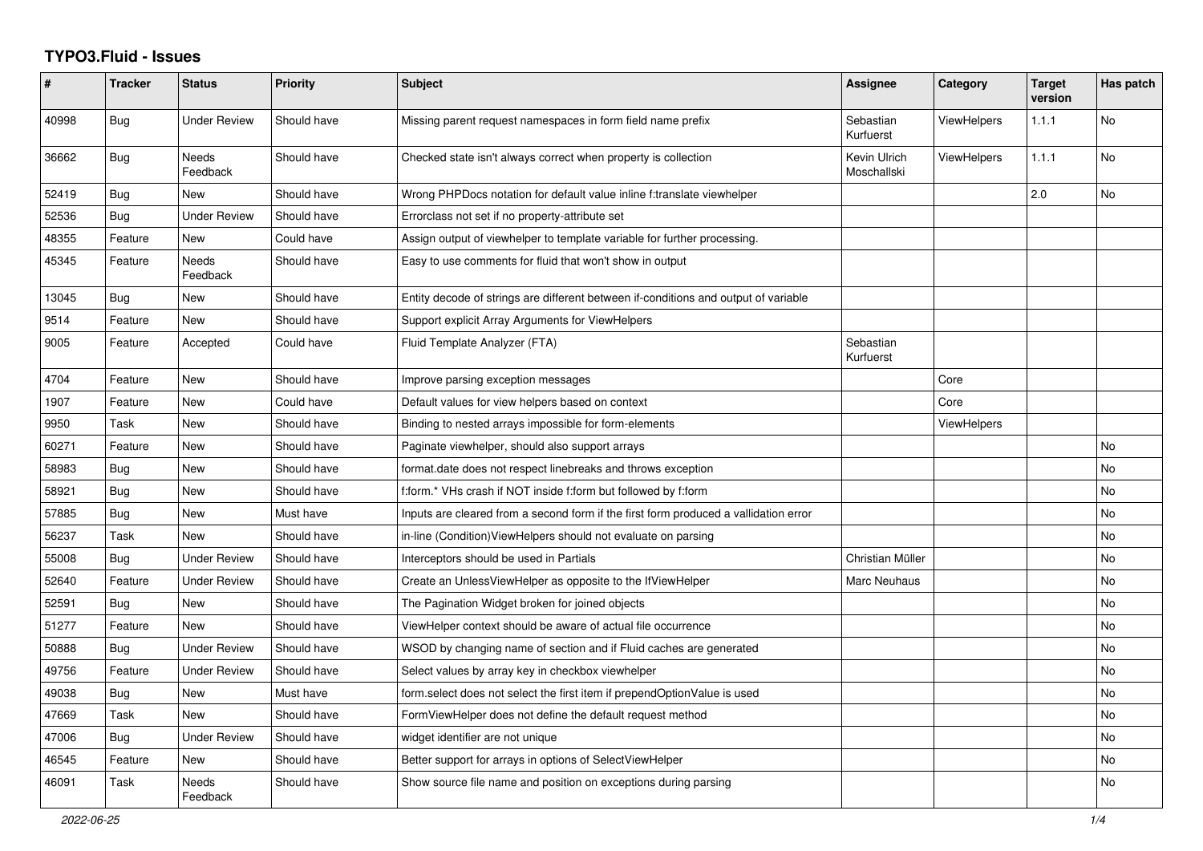# TYPO3.Fluid - Issues

| # | Tracker | Status | Priority | Subject | Assignee | Category | Target version | Has patch |
|---|---|---|---|---|---|---|---|---|
| 40998 | Bug | Under Review | Should have | Missing parent request namespaces in form field name prefix | Sebastian Kurfuerst | ViewHelpers | 1.1.1 | No |
| 36662 | Bug | Needs Feedback | Should have | Checked state isn't always correct when property is collection | Kevin Ulrich Moschallski | ViewHelpers | 1.1.1 | No |
| 52419 | Bug | New | Should have | Wrong PHPDocs notation for default value inline f:translate viewhelper | | | 2.0 | No |
| 52536 | Bug | Under Review | Should have | Errorclass not set if no property-attribute set | | | | |
| 48355 | Feature | New | Could have | Assign output of viewhelper to template variable for further processing. | | | | |
| 45345 | Feature | Needs Feedback | Should have | Easy to use comments for fluid that won't show in output | | | | |
| 13045 | Bug | New | Should have | Entity decode of strings are different between if-conditions and output of variable | | | | |
| 9514 | Feature | New | Should have | Support explicit Array Arguments for ViewHelpers | | | | |
| 9005 | Feature | Accepted | Could have | Fluid Template Analyzer (FTA) | Sebastian Kurfuerst | | | |
| 4704 | Feature | New | Should have | Improve parsing exception messages | | Core | | |
| 1907 | Feature | New | Could have | Default values for view helpers based on context | | Core | | |
| 9950 | Task | New | Should have | Binding to nested arrays impossible for form-elements | | ViewHelpers | | |
| 60271 | Feature | New | Should have | Paginate viewhelper, should also support arrays | | | | No |
| 58983 | Bug | New | Should have | format.date does not respect linebreaks and throws exception | | | | No |
| 58921 | Bug | New | Should have | f:form.* VHs crash if NOT inside f:form but followed by f:form | | | | No |
| 57885 | Bug | New | Must have | Inputs are cleared from a second form if the first form produced a vallidation error | | | | No |
| 56237 | Task | New | Should have | in-line (Condition)ViewHelpers should not evaluate on parsing | | | | No |
| 55008 | Bug | Under Review | Should have | Interceptors should be used in Partials | Christian Müller | | | No |
| 52640 | Feature | Under Review | Should have | Create an UnlessViewHelper as opposite to the IfViewHelper | Marc Neuhaus | | | No |
| 52591 | Bug | New | Should have | The Pagination Widget broken for joined objects | | | | No |
| 51277 | Feature | New | Should have | ViewHelper context should be aware of actual file occurrence | | | | No |
| 50888 | Bug | Under Review | Should have | WSOD by changing name of section and if Fluid caches are generated | | | | No |
| 49756 | Feature | Under Review | Should have | Select values by array key in checkbox viewhelper | | | | No |
| 49038 | Bug | New | Must have | form.select does not select the first item if prependOptionValue is used | | | | No |
| 47669 | Task | New | Should have | FormViewHelper does not define the default request method | | | | No |
| 47006 | Bug | Under Review | Should have | widget identifier are not unique | | | | No |
| 46545 | Feature | New | Should have | Better support for arrays in options of SelectViewHelper | | | | No |
| 46091 | Task | Needs Feedback | Should have | Show source file name and position on exceptions during parsing | | | | No |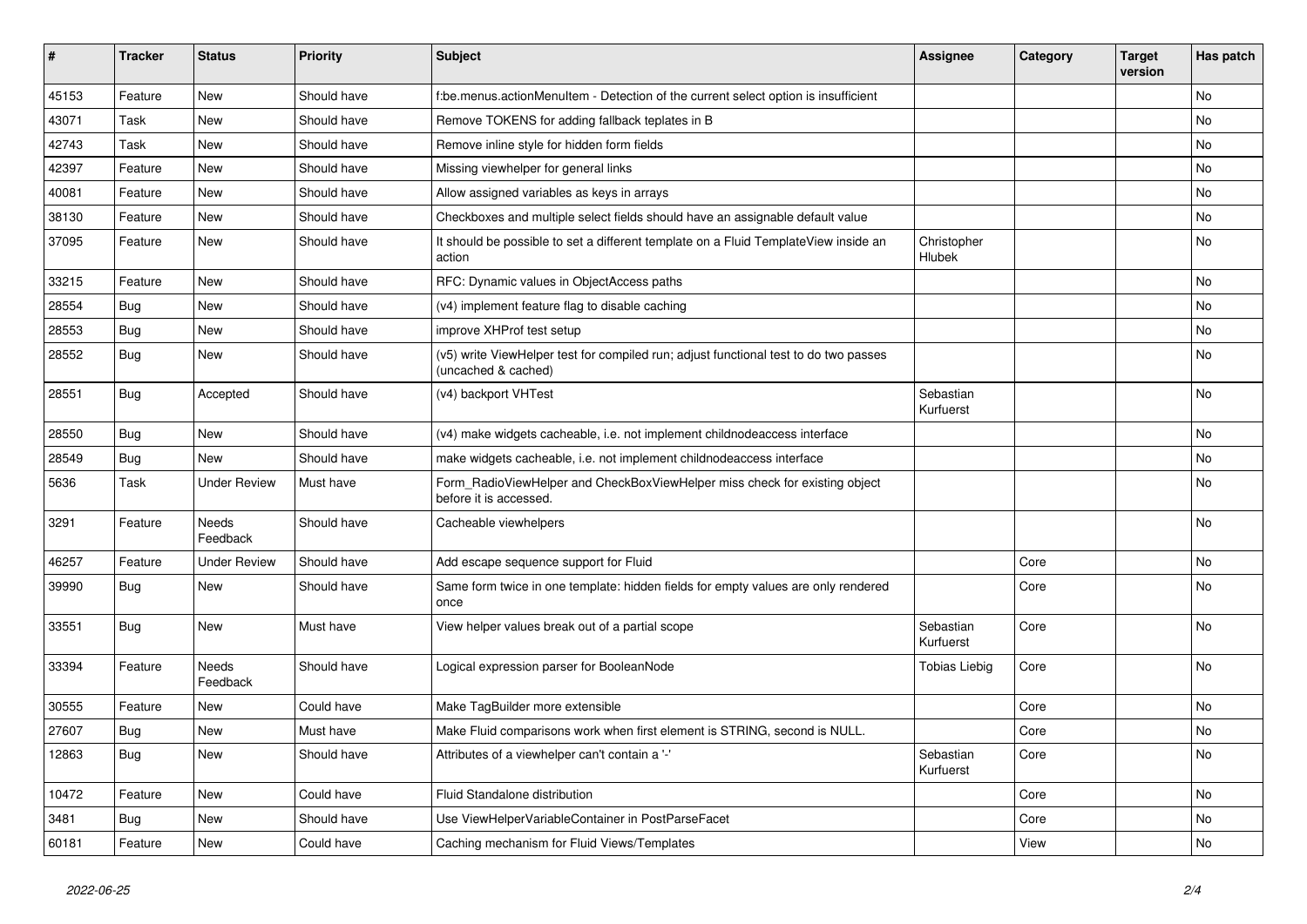| # | Tracker | Status | Priority | Subject | Assignee | Category | Target version | Has patch |
|---|---|---|---|---|---|---|---|---|
| 45153 | Feature | New | Should have | f:be.menus.actionMenuItem - Detection of the current select option is insufficient | | | | No |
| 43071 | Task | New | Should have | Remove TOKENS for adding fallback teplates in B | | | | No |
| 42743 | Task | New | Should have | Remove inline style for hidden form fields | | | | No |
| 42397 | Feature | New | Should have | Missing viewhelper for general links | | | | No |
| 40081 | Feature | New | Should have | Allow assigned variables as keys in arrays | | | | No |
| 38130 | Feature | New | Should have | Checkboxes and multiple select fields should have an assignable default value | | | | No |
| 37095 | Feature | New | Should have | It should be possible to set a different template on a Fluid TemplateView inside an action | Christopher Hlubek | | | No |
| 33215 | Feature | New | Should have | RFC: Dynamic values in ObjectAccess paths | | | | No |
| 28554 | Bug | New | Should have | (v4) implement feature flag to disable caching | | | | No |
| 28553 | Bug | New | Should have | improve XHProf test setup | | | | No |
| 28552 | Bug | New | Should have | (v5) write ViewHelper test for compiled run; adjust functional test to do two passes (uncached & cached) | | | | No |
| 28551 | Bug | Accepted | Should have | (v4) backport VHTest | Sebastian Kurfuerst | | | No |
| 28550 | Bug | New | Should have | (v4) make widgets cacheable, i.e. not implement childnodeaccess interface | | | | No |
| 28549 | Bug | New | Should have | make widgets cacheable, i.e. not implement childnodeaccess interface | | | | No |
| 5636 | Task | Under Review | Must have | Form_RadioViewHelper and CheckBoxViewHelper miss check for existing object before it is accessed. | | | | No |
| 3291 | Feature | Needs Feedback | Should have | Cacheable viewhelpers | | | | No |
| 46257 | Feature | Under Review | Should have | Add escape sequence support for Fluid | | Core | | No |
| 39990 | Bug | New | Should have | Same form twice in one template: hidden fields for empty values are only rendered once | | Core | | No |
| 33551 | Bug | New | Must have | View helper values break out of a partial scope | Sebastian Kurfuerst | Core | | No |
| 33394 | Feature | Needs Feedback | Should have | Logical expression parser for BooleanNode | Tobias Liebig | Core | | No |
| 30555 | Feature | New | Could have | Make TagBuilder more extensible | | Core | | No |
| 27607 | Bug | New | Must have | Make Fluid comparisons work when first element is STRING, second is NULL. | | Core | | No |
| 12863 | Bug | New | Should have | Attributes of a viewhelper can't contain a '-' | Sebastian Kurfuerst | Core | | No |
| 10472 | Feature | New | Could have | Fluid Standalone distribution | | Core | | No |
| 3481 | Bug | New | Should have | Use ViewHelperVariableContainer in PostParseFacet | | Core | | No |
| 60181 | Feature | New | Could have | Caching mechanism for Fluid Views/Templates | | View | | No |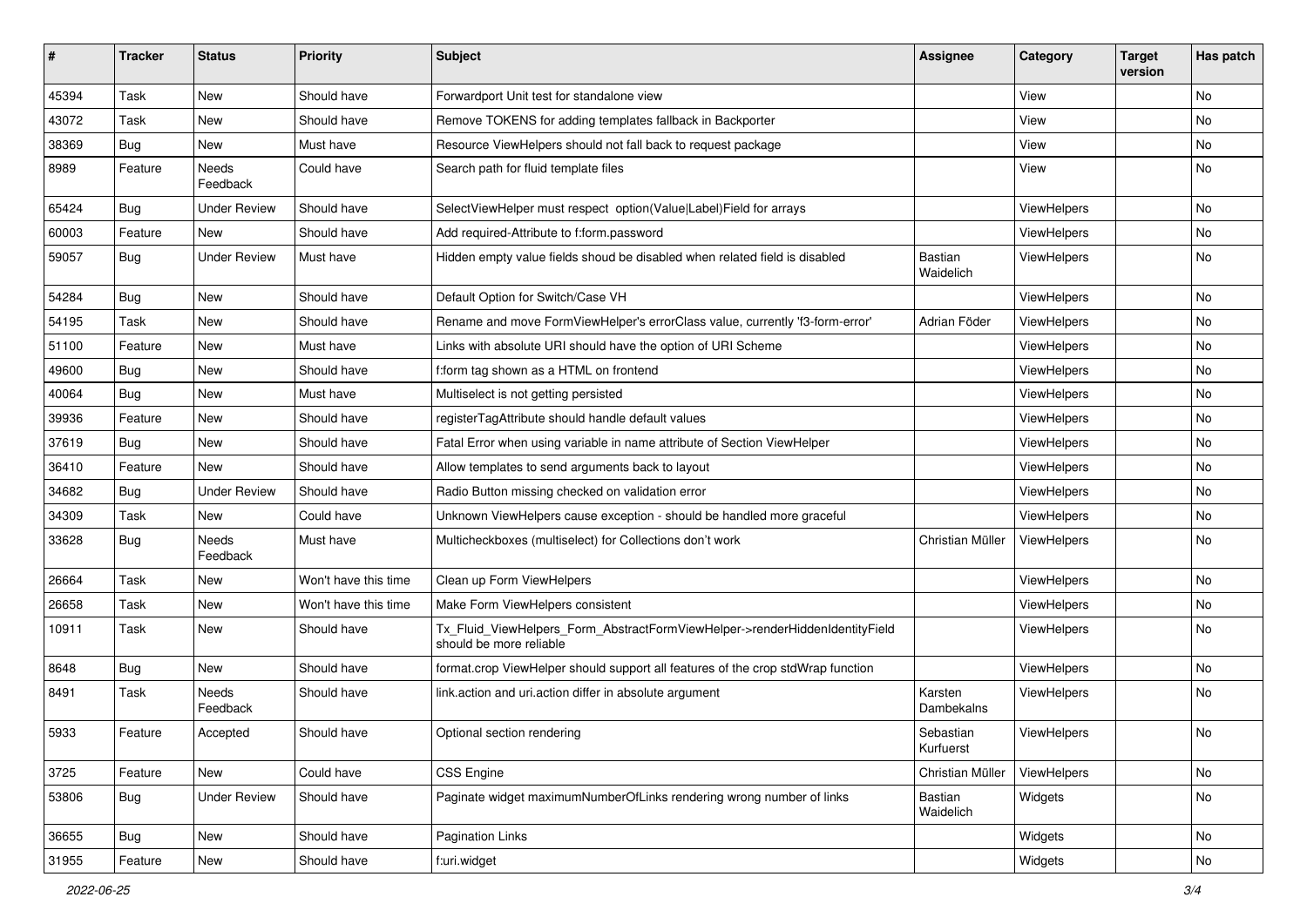| # | Tracker | Status | Priority | Subject | Assignee | Category | Target version | Has patch |
|---|---|---|---|---|---|---|---|---|
| 45394 | Task | New | Should have | Forwardport Unit test for standalone view | | View | | No |
| 43072 | Task | New | Should have | Remove TOKENS for adding templates fallback in Backporter | | View | | No |
| 38369 | Bug | New | Must have | Resource ViewHelpers should not fall back to request package | | View | | No |
| 8989 | Feature | Needs Feedback | Could have | Search path for fluid template files | | View | | No |
| 65424 | Bug | Under Review | Should have | SelectViewHelper must respect option(Value\|Label)Field for arrays | | ViewHelpers | | No |
| 60003 | Feature | New | Should have | Add required-Attribute to f:form.password | | ViewHelpers | | No |
| 59057 | Bug | Under Review | Must have | Hidden empty value fields shoud be disabled when related field is disabled | Bastian Waidelich | ViewHelpers | | No |
| 54284 | Bug | New | Should have | Default Option for Switch/Case VH | | ViewHelpers | | No |
| 54195 | Task | New | Should have | Rename and move FormViewHelper's errorClass value, currently 'f3-form-error' | Adrian Föder | ViewHelpers | | No |
| 51100 | Feature | New | Must have | Links with absolute URI should have the option of URI Scheme | | ViewHelpers | | No |
| 49600 | Bug | New | Should have | f:form tag shown as a HTML on frontend | | ViewHelpers | | No |
| 40064 | Bug | New | Must have | Multiselect is not getting persisted | | ViewHelpers | | No |
| 39936 | Feature | New | Should have | registerTagAttribute should handle default values | | ViewHelpers | | No |
| 37619 | Bug | New | Should have | Fatal Error when using variable in name attribute of Section ViewHelper | | ViewHelpers | | No |
| 36410 | Feature | New | Should have | Allow templates to send arguments back to layout | | ViewHelpers | | No |
| 34682 | Bug | Under Review | Should have | Radio Button missing checked on validation error | | ViewHelpers | | No |
| 34309 | Task | New | Could have | Unknown ViewHelpers cause exception - should be handled more graceful | | ViewHelpers | | No |
| 33628 | Bug | Needs Feedback | Must have | Multicheckboxes (multiselect) for Collections don't work | Christian Müller | ViewHelpers | | No |
| 26664 | Task | New | Won't have this time | Clean up Form ViewHelpers | | ViewHelpers | | No |
| 26658 | Task | New | Won't have this time | Make Form ViewHelpers consistent | | ViewHelpers | | No |
| 10911 | Task | New | Should have | Tx_Fluid_ViewHelpers_Form_AbstractFormViewHelper->renderHiddenIdentityField should be more reliable | | ViewHelpers | | No |
| 8648 | Bug | New | Should have | format.crop ViewHelper should support all features of the crop stdWrap function | | ViewHelpers | | No |
| 8491 | Task | Needs Feedback | Should have | link.action and uri.action differ in absolute argument | Karsten Dambekalns | ViewHelpers | | No |
| 5933 | Feature | Accepted | Should have | Optional section rendering | Sebastian Kurfuerst | ViewHelpers | | No |
| 3725 | Feature | New | Could have | CSS Engine | Christian Müller | ViewHelpers | | No |
| 53806 | Bug | Under Review | Should have | Paginate widget maximumNumberOfLinks rendering wrong number of links | Bastian Waidelich | Widgets | | No |
| 36655 | Bug | New | Should have | Pagination Links | | Widgets | | No |
| 31955 | Feature | New | Should have | f:uri.widget | | Widgets | | No |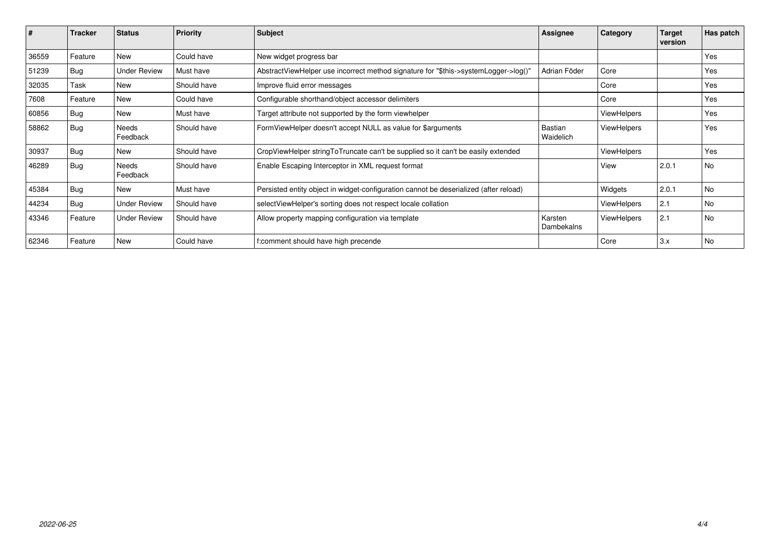| # | Tracker | Status | Priority | Subject | Assignee | Category | Target version | Has patch |
|---|---|---|---|---|---|---|---|---|
| 36559 | Feature | New | Could have | New widget progress bar | | | | Yes |
| 51239 | Bug | Under Review | Must have | AbstractViewHelper use incorrect method signature for "$this->systemLogger->log()" | Adrian Föder | Core | | Yes |
| 32035 | Task | New | Should have | Improve fluid error messages | | Core | | Yes |
| 7608 | Feature | New | Could have | Configurable shorthand/object accessor delimiters | | Core | | Yes |
| 60856 | Bug | New | Must have | Target attribute not supported by the form viewhelper | | ViewHelpers | | Yes |
| 58862 | Bug | Needs Feedback | Should have | FormViewHelper doesn't accept NULL as value for $arguments | Bastian Waidelich | ViewHelpers | | Yes |
| 30937 | Bug | New | Should have | CropViewHelper stringToTruncate can't be supplied so it can't be easily extended | | ViewHelpers | | Yes |
| 46289 | Bug | Needs Feedback | Should have | Enable Escaping Interceptor in XML request format | | View | 2.0.1 | No |
| 45384 | Bug | New | Must have | Persisted entity object in widget-configuration cannot be deserialized (after reload) | | Widgets | 2.0.1 | No |
| 44234 | Bug | Under Review | Should have | selectViewHelper's sorting does not respect locale collation | | ViewHelpers | 2.1 | No |
| 43346 | Feature | Under Review | Should have | Allow property mapping configuration via template | Karsten Dambekalns | ViewHelpers | 2.1 | No |
| 62346 | Feature | New | Could have | f:comment should have high precende | | Core | 3.x | No |

*2022-06-25*